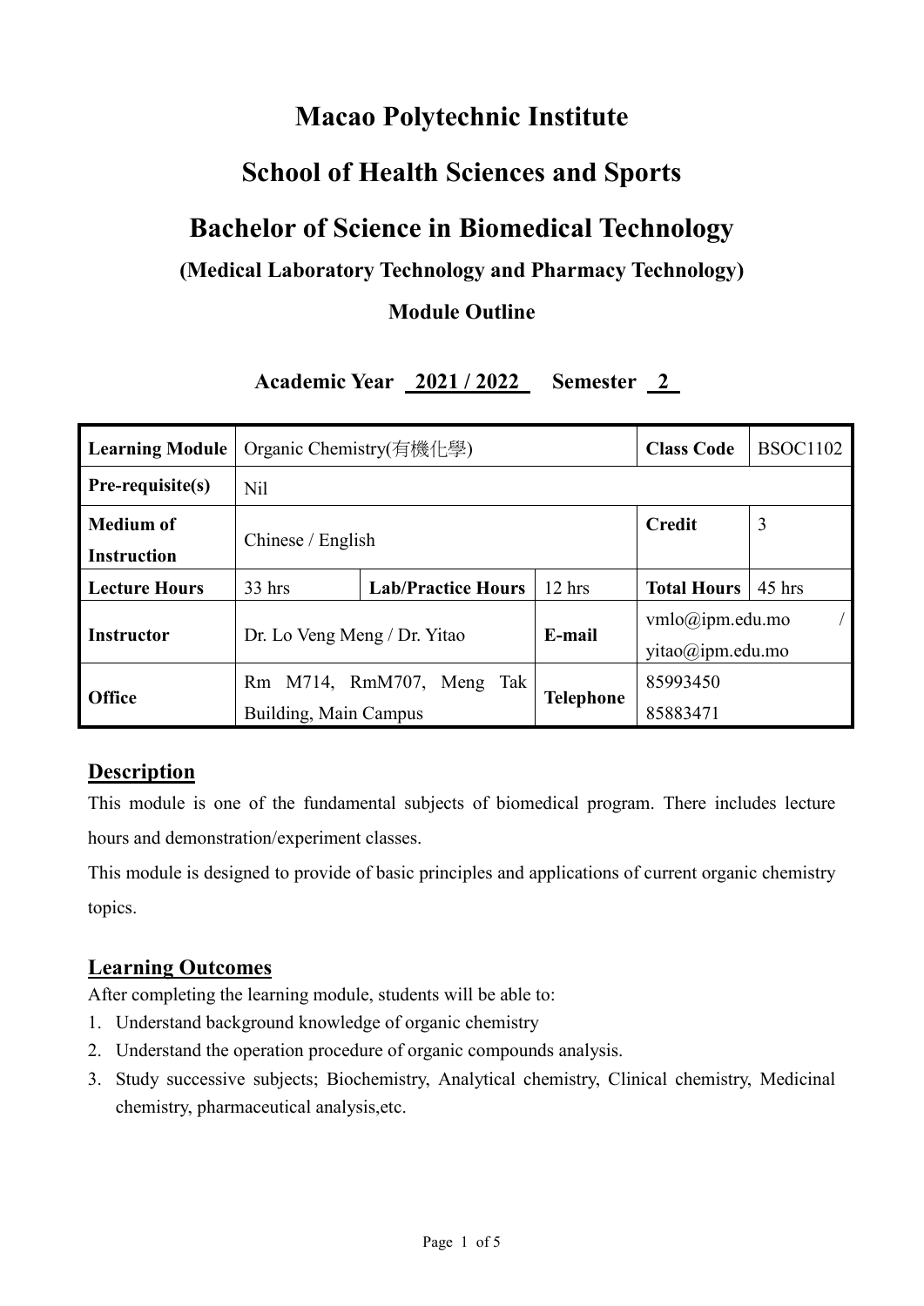# Macao Polytechnic Institute

## School of Health Sciences and Sports

## Bachelor of Science in Biomedical Technology

### (Medical Laboratory Technology and Pharmacy Technology)

### Module Outline

**Academic Year 2021 / 2022 Semester 2**

| **Learning Module** | Organic Chemistry(有機化學) | | | **Class Code** | BSOC1102 |
|---|---|---|---|---|---|
| **Pre-requisite(s)** | Nil | | | | |
| **Medium of Instruction** | Chinese / English | | | **Credit** | 3 |
| **Lecture Hours** | 33 hrs | **Lab/Practice Hours** | 12 hrs | **Total Hours** | 45 hrs |
| **Instructor** | Dr. Lo Veng Meng / Dr. Yitao | | **E-mail** | vmlo@ipm.edu.mo / yitao@ipm.edu.mo | |
| **Office** | Rm M714, RmM707, Meng Tak Building, Main Campus | | **Telephone** | 85993450 85883471 | |

## Description

This module is one of the fundamental subjects of biomedical program. There includes lecture hours and demonstration/experiment classes.

This module is designed to provide of basic principles and applications of current organic chemistry topics.

## Learning Outcomes

After completing the learning module, students will be able to:

1. Understand background knowledge of organic chemistry
2. Understand the operation procedure of organic compounds analysis.
3. Study successive subjects; Biochemistry, Analytical chemistry, Clinical chemistry, Medicinal chemistry, pharmaceutical analysis,etc.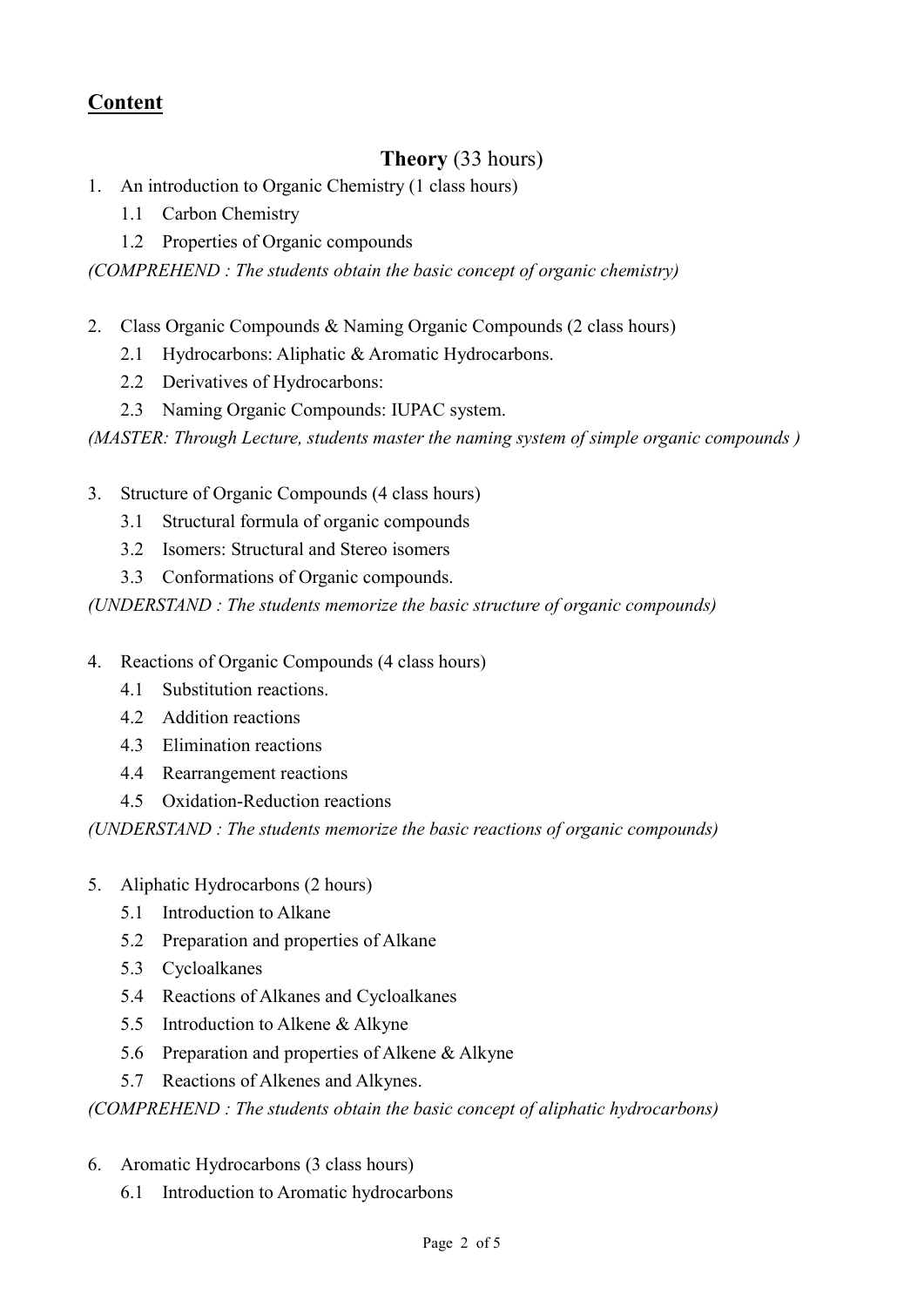## Content

### Theory (33 hours)

1. An introduction to Organic Chemistry (1 class hours)
   - 1.1 Carbon Chemistry
   - 1.2 Properties of Organic compounds

*(COMPREHEND : The students obtain the basic concept of organic chemistry)*

2. Class Organic Compounds & Naming Organic Compounds (2 class hours)
   - 2.1 Hydrocarbons: Aliphatic & Aromatic Hydrocarbons.
   - 2.2 Derivatives of Hydrocarbons:
   - 2.3 Naming Organic Compounds: IUPAC system.

*(MASTER: Through Lecture, students master the naming system of simple organic compounds )*

3. Structure of Organic Compounds (4 class hours)
   - 3.1 Structural formula of organic compounds
   - 3.2 Isomers: Structural and Stereo isomers
   - 3.3 Conformations of Organic compounds.

*(UNDERSTAND : The students memorize the basic structure of organic compounds)*

4. Reactions of Organic Compounds (4 class hours)
   - 4.1 Substitution reactions.
   - 4.2 Addition reactions
   - 4.3 Elimination reactions
   - 4.4 Rearrangement reactions
   - 4.5 Oxidation-Reduction reactions

*(UNDERSTAND : The students memorize the basic reactions of organic compounds)*

5. Aliphatic Hydrocarbons (2 hours)
   - 5.1 Introduction to Alkane
   - 5.2 Preparation and properties of Alkane
   - 5.3 Cycloalkanes
   - 5.4 Reactions of Alkanes and Cycloalkanes
   - 5.5 Introduction to Alkene & Alkyne
   - 5.6 Preparation and properties of Alkene & Alkyne
   - 5.7 Reactions of Alkenes and Alkynes.

*(COMPREHEND : The students obtain the basic concept of aliphatic hydrocarbons)*

6. Aromatic Hydrocarbons (3 class hours)
   - 6.1 Introduction to Aromatic hydrocarbons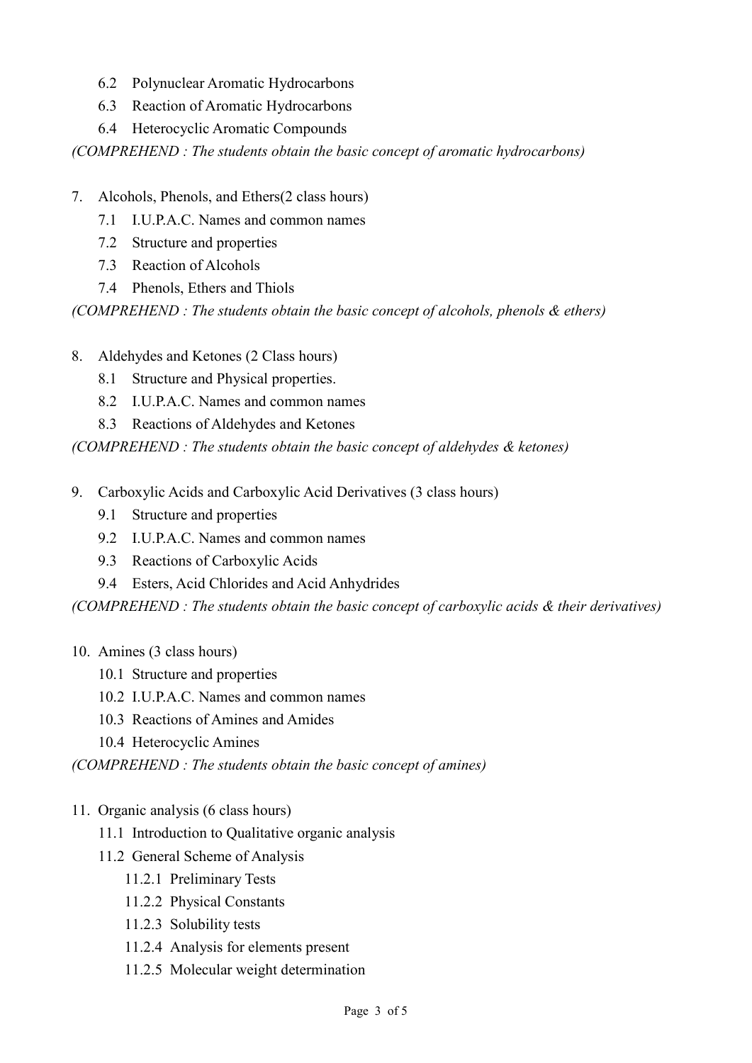- 6.2 Polynuclear Aromatic Hydrocarbons
- 6.3 Reaction of Aromatic Hydrocarbons
- 6.4 Heterocyclic Aromatic Compounds

*(COMPREHEND : The students obtain the basic concept of aromatic hydrocarbons)*

7. Alcohols, Phenols, and Ethers(2 class hours)
   - 7.1 I.U.P.A.C. Names and common names
   - 7.2 Structure and properties
   - 7.3 Reaction of Alcohols
   - 7.4 Phenols, Ethers and Thiols

*(COMPREHEND : The students obtain the basic concept of alcohols, phenols & ethers)*

8. Aldehydes and Ketones (2 Class hours)
   - 8.1 Structure and Physical properties.
   - 8.2 I.U.P.A.C. Names and common names
   - 8.3 Reactions of Aldehydes and Ketones

*(COMPREHEND : The students obtain the basic concept of aldehydes & ketones)*

9. Carboxylic Acids and Carboxylic Acid Derivatives (3 class hours)
   - 9.1 Structure and properties
   - 9.2 I.U.P.A.C. Names and common names
   - 9.3 Reactions of Carboxylic Acids
   - 9.4 Esters, Acid Chlorides and Acid Anhydrides

*(COMPREHEND : The students obtain the basic concept of carboxylic acids & their derivatives)*

10. Amines (3 class hours)
    - 10.1 Structure and properties
    - 10.2 I.U.P.A.C. Names and common names
    - 10.3 Reactions of Amines and Amides
    - 10.4 Heterocyclic Amines

*(COMPREHEND : The students obtain the basic concept of amines)*

11. Organic analysis (6 class hours)
    - 11.1 Introduction to Qualitative organic analysis
    - 11.2 General Scheme of Analysis
      - 11.2.1 Preliminary Tests
      - 11.2.2 Physical Constants
      - 11.2.3 Solubility tests
      - 11.2.4 Analysis for elements present
      - 11.2.5 Molecular weight determination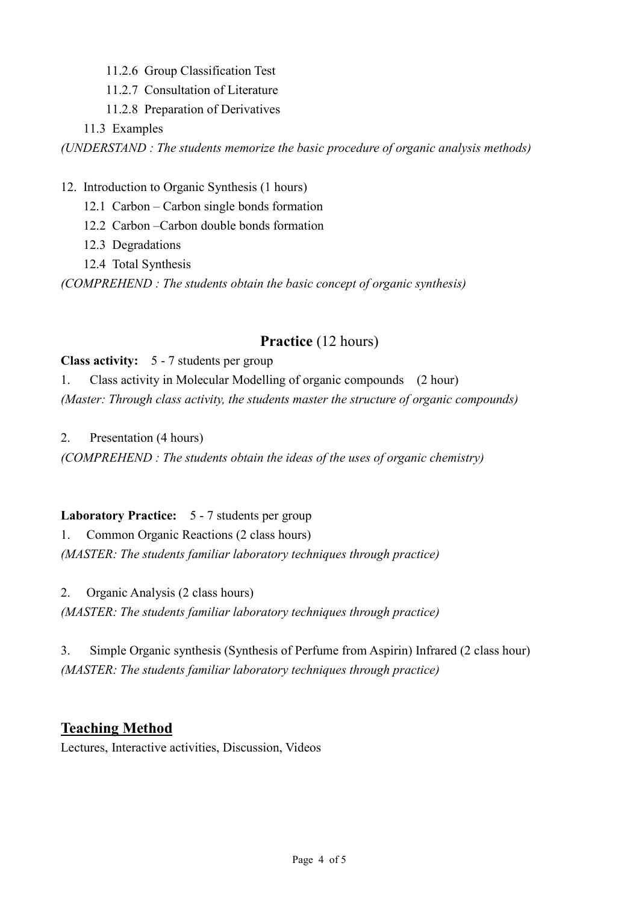11.2.6 Group Classification Test

11.2.7 Consultation of Literature

11.2.8 Preparation of Derivatives

11.3 Examples

*(UNDERSTAND : The students memorize the basic procedure of organic analysis methods)*

12. Introduction to Organic Synthesis (1 hours)

12.1 Carbon – Carbon single bonds formation

12.2 Carbon –Carbon double bonds formation

12.3 Degradations

12.4 Total Synthesis

*(COMPREHEND : The students obtain the basic concept of organic synthesis)*

## **Practice** (12 hours)

**Class activity:** 5 - 7 students per group

1. Class activity in Molecular Modelling of organic compounds (2 hour)

*(Master: Through class activity, the students master the structure of organic compounds)*

2. Presentation (4 hours)

*(COMPREHEND : The students obtain the ideas of the uses of organic chemistry)*

**Laboratory Practice:** 5 - 7 students per group

1. Common Organic Reactions (2 class hours)

*(MASTER: The students familiar laboratory techniques through practice)*

2. Organic Analysis (2 class hours)

*(MASTER: The students familiar laboratory techniques through practice)*

3. Simple Organic synthesis (Synthesis of Perfume from Aspirin) Infrared (2 class hour)

*(MASTER: The students familiar laboratory techniques through practice)*

## **Teaching Method**

Lectures, Interactive activities, Discussion, Videos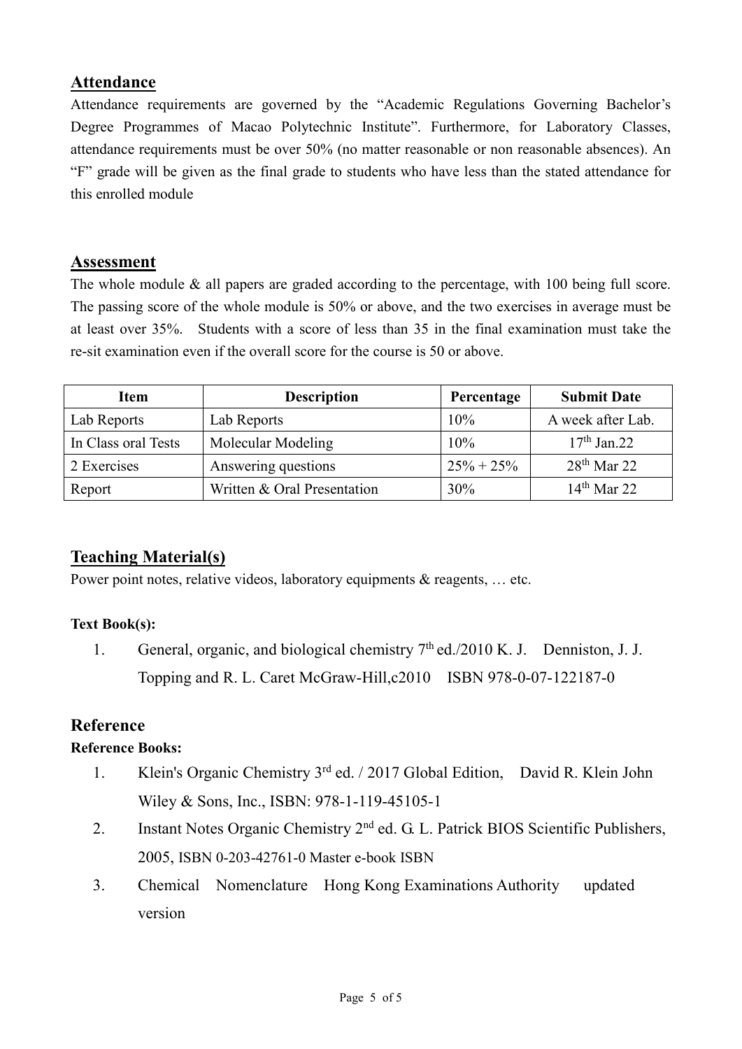## Attendance

Attendance requirements are governed by the "Academic Regulations Governing Bachelor's Degree Programmes of Macao Polytechnic Institute". Furthermore, for Laboratory Classes, attendance requirements must be over 50% (no matter reasonable or non reasonable absences). An "F" grade will be given as the final grade to students who have less than the stated attendance for this enrolled module

## Assessment

The whole module & all papers are graded according to the percentage, with 100 being full score. The passing score of the whole module is 50% or above, and the two exercises in average must be at least over 35%. Students with a score of less than 35 in the final examination must take the re-sit examination even if the overall score for the course is 50 or above.

| Item | Description | Percentage | Submit Date |
|---|---|---|---|
| Lab Reports | Lab Reports | 10% | A week after Lab. |
| In Class oral Tests | Molecular Modeling | 10% | 17th Jan.22 |
| 2 Exercises | Answering questions | 25% + 25% | 28th Mar 22 |
| Report | Written & Oral Presentation | 30% | 14th Mar 22 |

## Teaching Material(s)

Power point notes, relative videos, laboratory equipments & reagents, … etc.

**Text Book(s):**

1. General, organic, and biological chemistry 7th ed./2010 K. J. Denniston, J. J. Topping and R. L. Caret McGraw-Hill,c2010 ISBN 978-0-07-122187-0

## Reference

**Reference Books:**

1. Klein's Organic Chemistry 3rd ed. / 2017 Global Edition, David R. Klein John Wiley & Sons, Inc., ISBN: 978-1-119-45105-1
2. Instant Notes Organic Chemistry 2nd ed. G. L. Patrick BIOS Scientific Publishers, 2005, ISBN 0-203-42761-0 Master e-book ISBN
3. Chemical Nomenclature Hong Kong Examinations Authority updated version